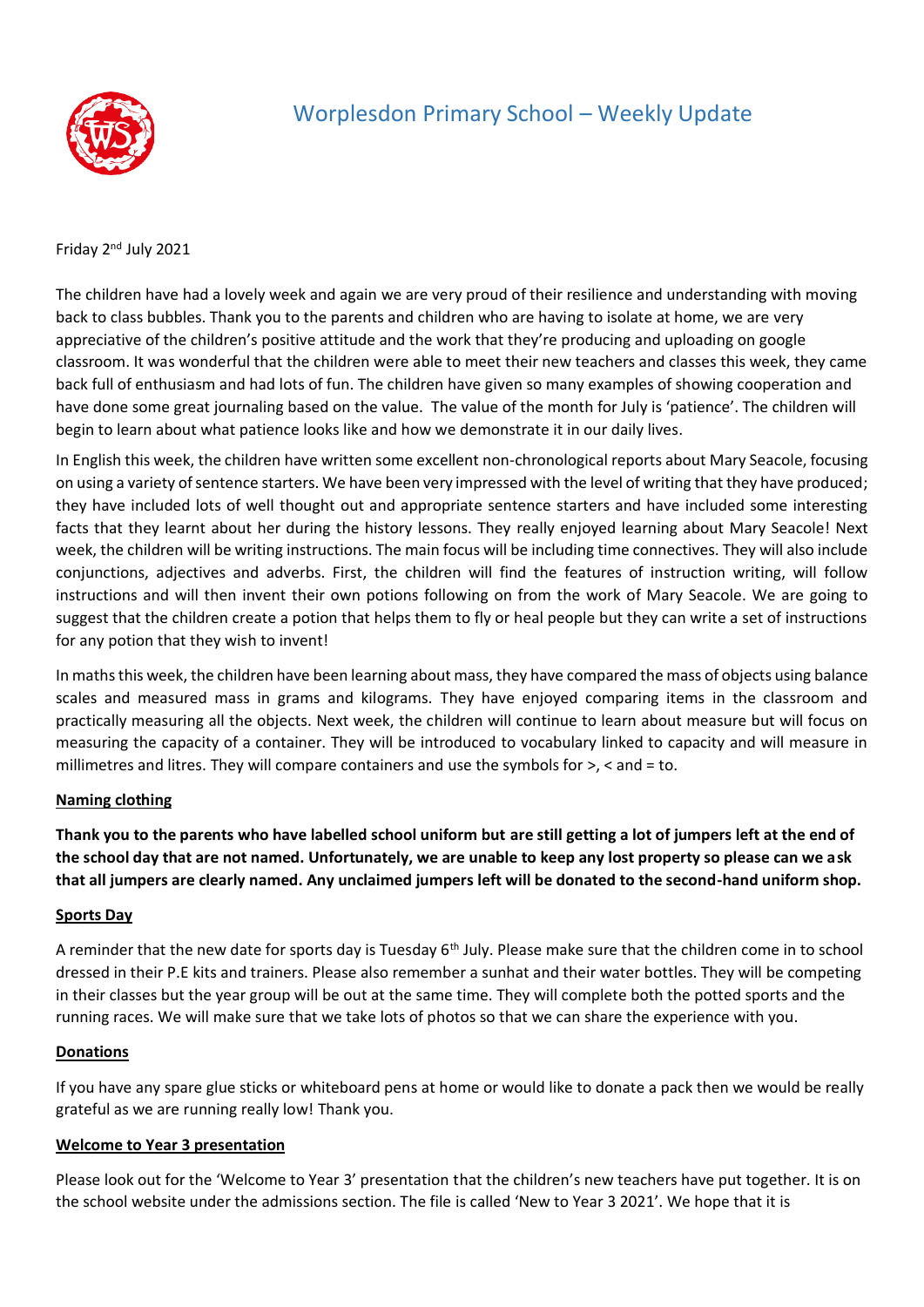# Worplesdon Primary School – Weekly Update

Friday 2nd July 2021

The children have had a lovely week and again we are very proud of their resilience and understanding with moving back to class bubbles. Thank you to the parents and children who are having to isolate at home, we are very appreciative of the children's positive attitude and the work that they're producing and uploading on google classroom. It was wonderful that the children were able to meet their new teachers and classes this week, they came back full of enthusiasm and had lots of fun. The children have given so many examples of showing cooperation and have done some great journaling based on the value. The value of the month for July is 'patience'. The children will begin to learn about what patience looks like and how we demonstrate it in our daily lives.

In English this week, the children have written some excellent non-chronological reports about Mary Seacole, focusing on using a variety of sentence starters. We have been very impressed with the level of writing that they have produced; they have included lots of well thought out and appropriate sentence starters and have included some interesting facts that they learnt about her during the history lessons. They really enjoyed learning about Mary Seacole! Next week, the children will be writing instructions. The main focus will be including time connectives. They will also include conjunctions, adjectives and adverbs. First, the children will find the features of instruction writing, will follow instructions and will then invent their own potions following on from the work of Mary Seacole. We are going to suggest that the children create a potion that helps them to fly or heal people but they can write a set of instructions for any potion that they wish to invent!

In maths this week, the children have been learning about mass, they have compared the mass of objects using balance scales and measured mass in grams and kilograms. They have enjoyed comparing items in the classroom and practically measuring all the objects. Next week, the children will continue to learn about measure but will focus on measuring the capacity of a container. They will be introduced to vocabulary linked to capacity and will measure in millimetres and litres. They will compare containers and use the symbols for >, < and = to.

**Naming clothing**

**Thank you to the parents who have labelled school uniform but are still getting a lot of jumpers left at the end of the school day that are not named. Unfortunately, we are unable to keep any lost property so please can we ask that all jumpers are clearly named. Any unclaimed jumpers left will be donated to the second-hand uniform shop.**

**Sports Day**

A reminder that the new date for sports day is Tuesday 6th July. Please make sure that the children come in to school dressed in their P.E kits and trainers. Please also remember a sunhat and their water bottles. They will be competing in their classes but the year group will be out at the same time. They will complete both the potted sports and the running races. We will make sure that we take lots of photos so that we can share the experience with you.

**Donations**

If you have any spare glue sticks or whiteboard pens at home or would like to donate a pack then we would be really grateful as we are running really low! Thank you.

**Welcome to Year 3 presentation**

Please look out for the 'Welcome to Year 3' presentation that the children's new teachers have put together. It is on the school website under the admissions section. The file is called 'New to Year 3 2021'. We hope that it is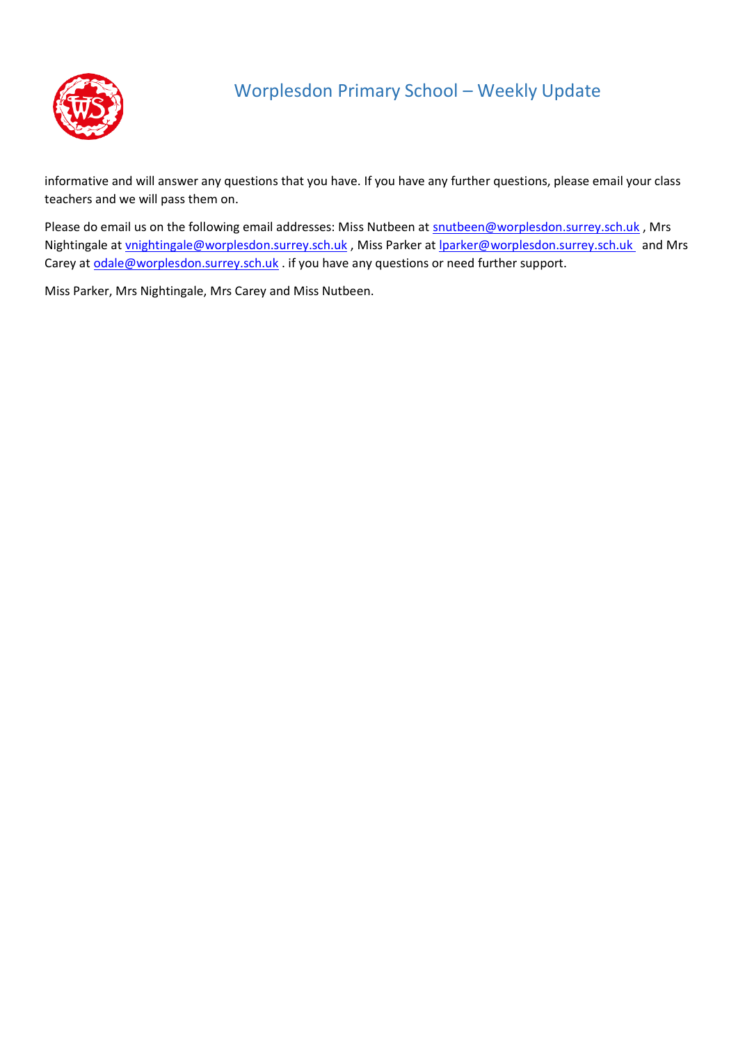informative and will answer any questions that you have. If you have any further questions, please email your class teachers and we will pass them on.

Please do email us on the following email addresses: Miss Nutbeen at snutbeen@worplesdon.surrey.sch.uk , Mrs Nightingale at vnightingale@worplesdon.surrey.sch.uk , Miss Parker at lparker@worplesdon.surrey.sch.uk and Mrs Carey at odale@worplesdon.surrey.sch.uk . if you have any questions or need further support.

Miss Parker, Mrs Nightingale, Mrs Carey and Miss Nutbeen.